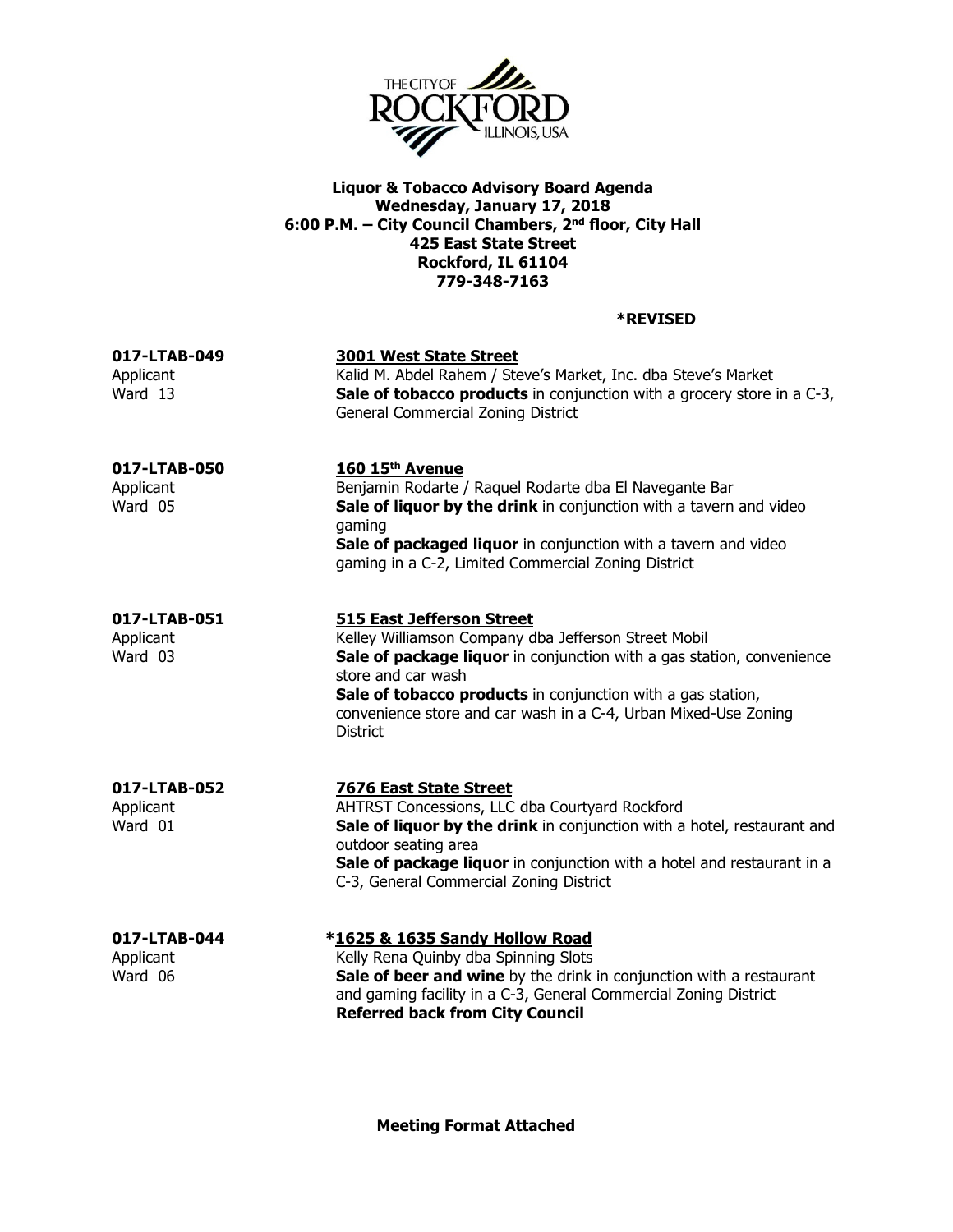THE CITY OF ROCKFORD ILLINOIS, USA

**Liquor & Tobacco Advisory Board Agenda**
**Wednesday, January 17, 2018**
**6:00 P.M. – City Council Chambers, 2nd floor, City Hall**
**425 East State Street**
**Rockford, IL 61104**
**779-348-7163**

**\*REVISED**

**017-LTAB-049**
Applicant
Ward 13

**3001 West State Street**
Kalid M. Abdel Rahem / Steve's Market, Inc. dba Steve's Market
**Sale of tobacco products** in conjunction with a grocery store in a C-3, General Commercial Zoning District

**017-LTAB-050**
Applicant
Ward 05

**160 15th Avenue**
Benjamin Rodarte / Raquel Rodarte dba El Navegante Bar
**Sale of liquor by the drink** in conjunction with a tavern and video gaming
**Sale of packaged liquor** in conjunction with a tavern and video gaming in a C-2, Limited Commercial Zoning District

**017-LTAB-051**
Applicant
Ward 03

**515 East Jefferson Street**
Kelley Williamson Company dba Jefferson Street Mobil
**Sale of package liquor** in conjunction with a gas station, convenience store and car wash
**Sale of tobacco products** in conjunction with a gas station, convenience store and car wash in a C-4, Urban Mixed-Use Zoning District

**017-LTAB-052**
Applicant
Ward 01

**7676 East State Street**
AHTRST Concessions, LLC dba Courtyard Rockford
**Sale of liquor by the drink** in conjunction with a hotel, restaurant and outdoor seating area
**Sale of package liquor** in conjunction with a hotel and restaurant in a C-3, General Commercial Zoning District

**017-LTAB-044**
Applicant
Ward 06

**\*1625 & 1635 Sandy Hollow Road**
Kelly Rena Quinby dba Spinning Slots
**Sale of beer and wine** by the drink in conjunction with a restaurant and gaming facility in a C-3, General Commercial Zoning District
**Referred back from City Council**

**Meeting Format Attached**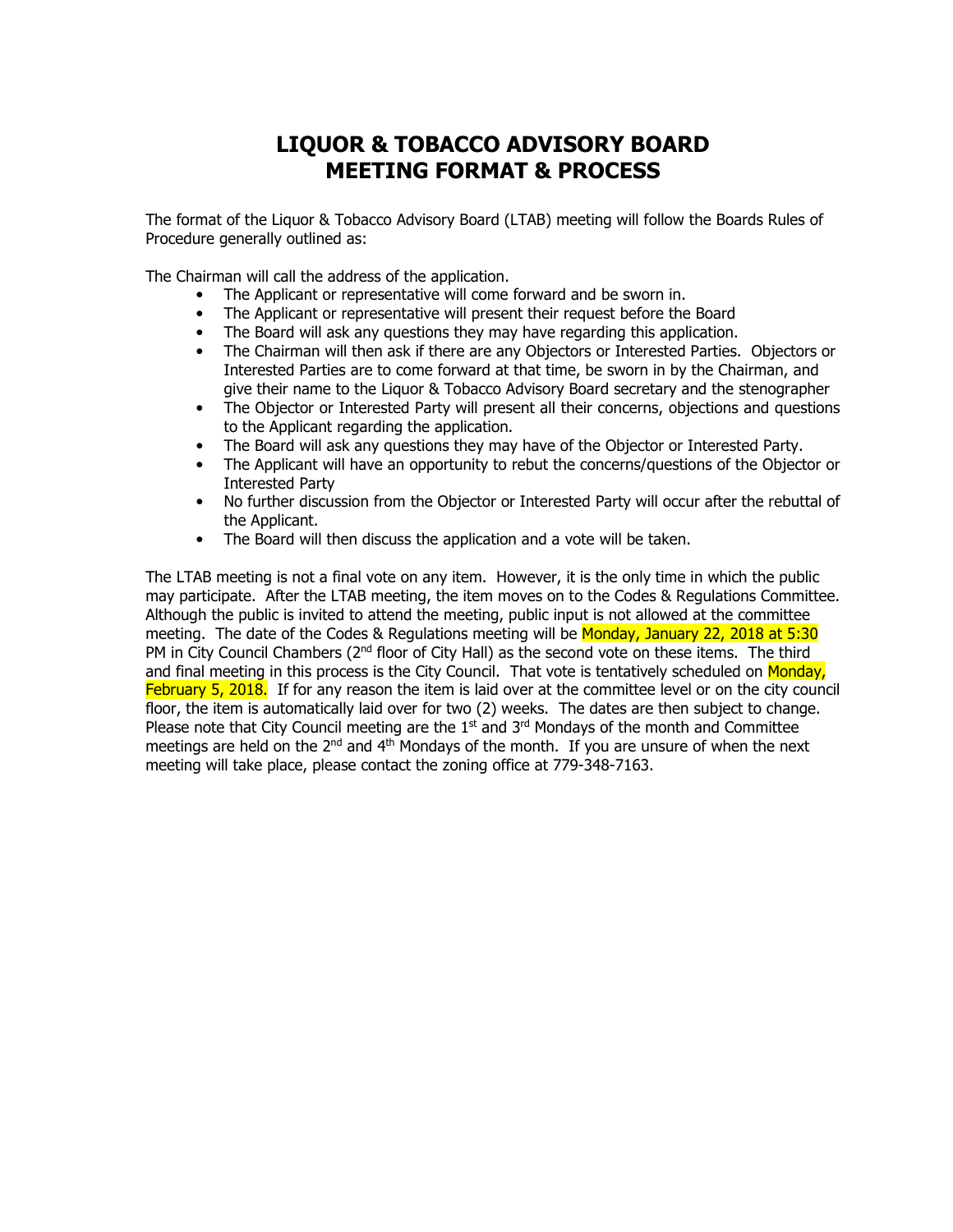# LIQUOR & TOBACCO ADVISORY BOARD MEETING FORMAT & PROCESS

The format of the Liquor & Tobacco Advisory Board (LTAB) meeting will follow the Boards Rules of Procedure generally outlined as:

The Chairman will call the address of the application.

- The Applicant or representative will come forward and be sworn in.
- The Applicant or representative will present their request before the Board
- The Board will ask any questions they may have regarding this application.
- The Chairman will then ask if there are any Objectors or Interested Parties. Objectors or Interested Parties are to come forward at that time, be sworn in by the Chairman, and give their name to the Liquor & Tobacco Advisory Board secretary and the stenographer
- The Objector or Interested Party will present all their concerns, objections and questions to the Applicant regarding the application.
- The Board will ask any questions they may have of the Objector or Interested Party.
- The Applicant will have an opportunity to rebut the concerns/questions of the Objector or Interested Party
- No further discussion from the Objector or Interested Party will occur after the rebuttal of the Applicant.
- The Board will then discuss the application and a vote will be taken.

The LTAB meeting is not a final vote on any item. However, it is the only time in which the public may participate. After the LTAB meeting, the item moves on to the Codes & Regulations Committee. Although the public is invited to attend the meeting, public input is not allowed at the committee meeting. The date of the Codes & Regulations meeting will be Monday, January 22, 2018 at 5:30 PM in City Council Chambers (2nd floor of City Hall) as the second vote on these items. The third and final meeting in this process is the City Council. That vote is tentatively scheduled on Monday, February 5, 2018. If for any reason the item is laid over at the committee level or on the city council floor, the item is automatically laid over for two (2) weeks. The dates are then subject to change. Please note that City Council meeting are the 1st and 3rd Mondays of the month and Committee meetings are held on the 2nd and 4th Mondays of the month. If you are unsure of when the next meeting will take place, please contact the zoning office at 779-348-7163.